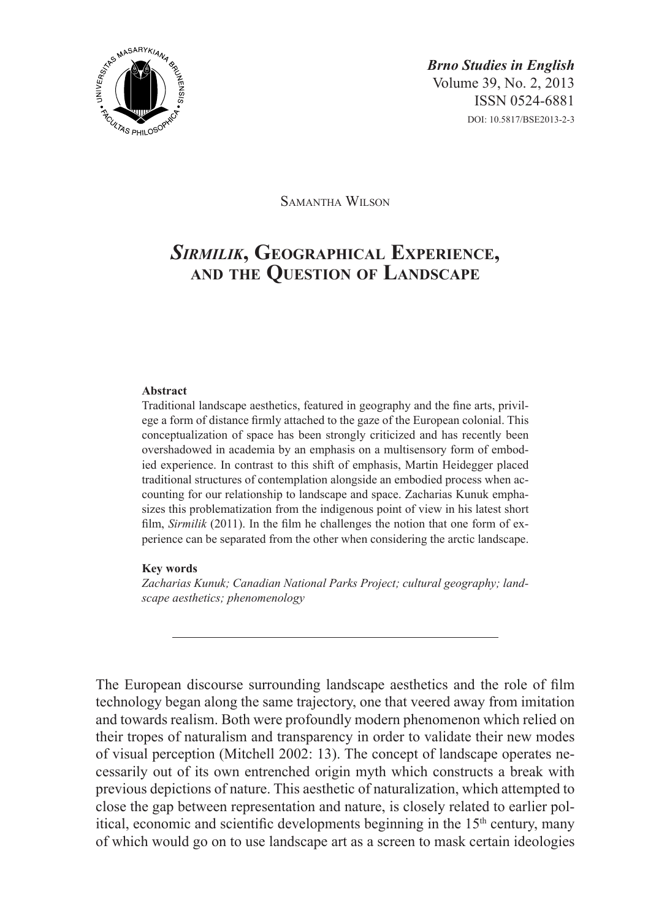Samantha Wilson

# *Sirmilik*, Geographical Experience, and the Question of Landscape

**Abstract**

Traditional landscape aesthetics, featured in geography and the fine arts, privilege a form of distance firmly attached to the gaze of the European colonial. This conceptualization of space has been strongly criticized and has recently been overshadowed in academia by an emphasis on a multisensory form of embodied experience. In contrast to this shift of emphasis, Martin Heidegger placed traditional structures of contemplation alongside an embodied process when accounting for our relationship to landscape and space. Zacharias Kunuk emphasizes this problematization from the indigenous point of view in his latest short film, *Sirmilik* (2011). In the film he challenges the notion that one form of experience can be separated from the other when considering the arctic landscape.

**Key words**

*Zacharias Kunuk; Canadian National Parks Project; cultural geography; landscape aesthetics; phenomenology*

---

The European discourse surrounding landscape aesthetics and the role of film technology began along the same trajectory, one that veered away from imitation and towards realism. Both were profoundly modern phenomenon which relied on their tropes of naturalism and transparency in order to validate their new modes of visual perception (Mitchell 2002: 13). The concept of landscape operates necessarily out of its own entrenched origin myth which constructs a break with previous depictions of nature. This aesthetic of naturalization, which attempted to close the gap between representation and nature, is closely related to earlier political, economic and scientific developments beginning in the 15th century, many of which would go on to use landscape art as a screen to mask certain ideologies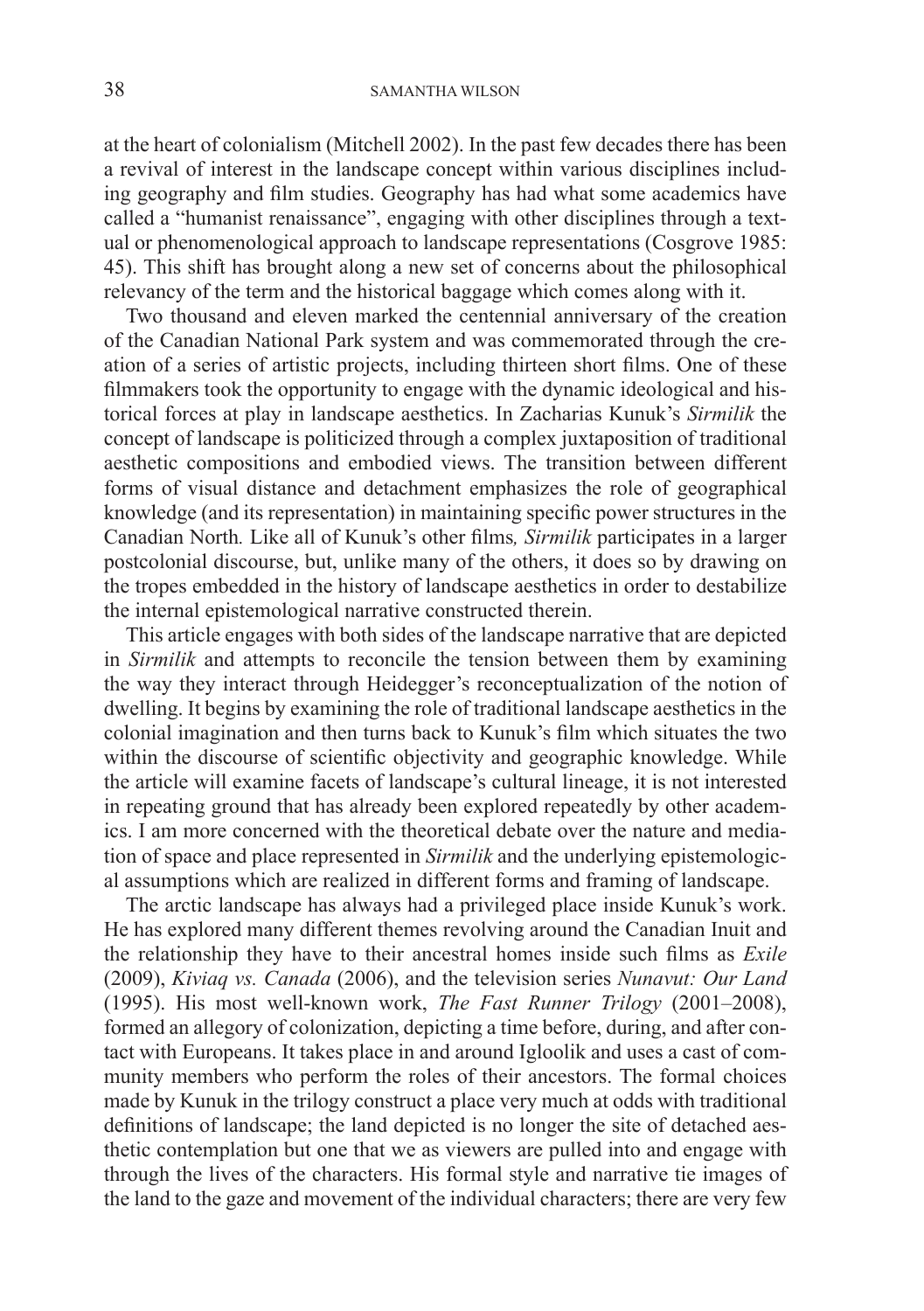at the heart of colonialism (Mitchell 2002). In the past few decades there has been a revival of interest in the landscape concept within various disciplines including geography and film studies. Geography has had what some academics have called a "humanist renaissance", engaging with other disciplines through a textual or phenomenological approach to landscape representations (Cosgrove 1985: 45). This shift has brought along a new set of concerns about the philosophical relevancy of the term and the historical baggage which comes along with it.

Two thousand and eleven marked the centennial anniversary of the creation of the Canadian National Park system and was commemorated through the creation of a series of artistic projects, including thirteen short films. One of these filmmakers took the opportunity to engage with the dynamic ideological and historical forces at play in landscape aesthetics. In Zacharias Kunuk's *Sirmilik* the concept of landscape is politicized through a complex juxtaposition of traditional aesthetic compositions and embodied views. The transition between different forms of visual distance and detachment emphasizes the role of geographical knowledge (and its representation) in maintaining specific power structures in the Canadian North. Like all of Kunuk's other films, *Sirmilik* participates in a larger postcolonial discourse, but, unlike many of the others, it does so by drawing on the tropes embedded in the history of landscape aesthetics in order to destabilize the internal epistemological narrative constructed therein.

This article engages with both sides of the landscape narrative that are depicted in *Sirmilik* and attempts to reconcile the tension between them by examining the way they interact through Heidegger's reconceptualization of the notion of dwelling. It begins by examining the role of traditional landscape aesthetics in the colonial imagination and then turns back to Kunuk's film which situates the two within the discourse of scientific objectivity and geographic knowledge. While the article will examine facets of landscape's cultural lineage, it is not interested in repeating ground that has already been explored repeatedly by other academics. I am more concerned with the theoretical debate over the nature and mediation of space and place represented in *Sirmilik* and the underlying epistemological assumptions which are realized in different forms and framing of landscape.

The arctic landscape has always had a privileged place inside Kunuk's work. He has explored many different themes revolving around the Canadian Inuit and the relationship they have to their ancestral homes inside such films as *Exile* (2009), *Kiviaq vs. Canada* (2006), and the television series *Nunavut: Our Land* (1995). His most well-known work, *The Fast Runner Trilogy* (2001–2008), formed an allegory of colonization, depicting a time before, during, and after contact with Europeans. It takes place in and around Igloolik and uses a cast of community members who perform the roles of their ancestors. The formal choices made by Kunuk in the trilogy construct a place very much at odds with traditional definitions of landscape; the land depicted is no longer the site of detached aesthetic contemplation but one that we as viewers are pulled into and engage with through the lives of the characters. His formal style and narrative tie images of the land to the gaze and movement of the individual characters; there are very few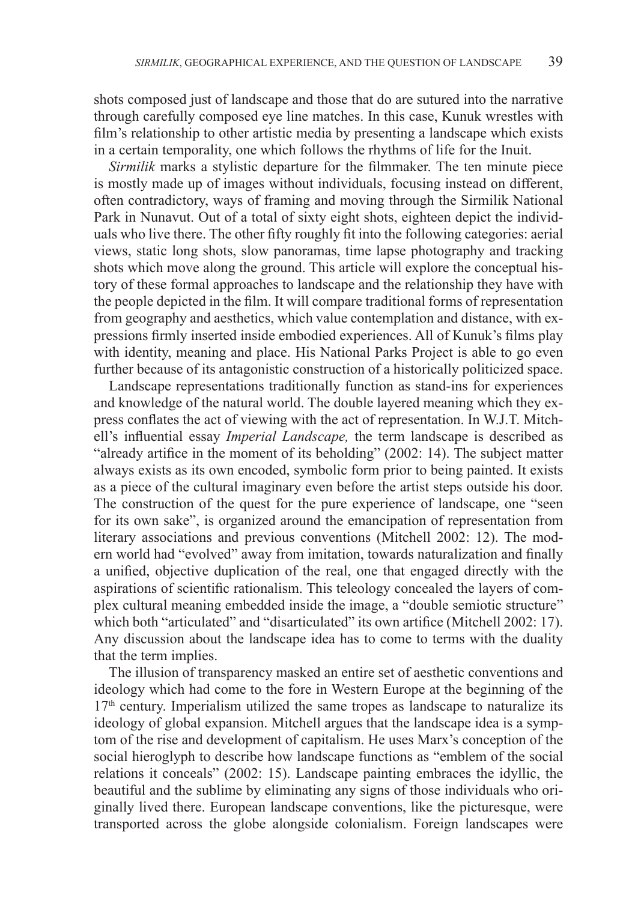shots composed just of landscape and those that do are sutured into the narrative through carefully composed eye line matches. In this case, Kunuk wrestles with film's relationship to other artistic media by presenting a landscape which exists in a certain temporality, one which follows the rhythms of life for the Inuit.

*Sirmilik* marks a stylistic departure for the filmmaker. The ten minute piece is mostly made up of images without individuals, focusing instead on different, often contradictory, ways of framing and moving through the Sirmilik National Park in Nunavut. Out of a total of sixty eight shots, eighteen depict the individuals who live there. The other fifty roughly fit into the following categories: aerial views, static long shots, slow panoramas, time lapse photography and tracking shots which move along the ground. This article will explore the conceptual history of these formal approaches to landscape and the relationship they have with the people depicted in the film. It will compare traditional forms of representation from geography and aesthetics, which value contemplation and distance, with expressions firmly inserted inside embodied experiences. All of Kunuk's films play with identity, meaning and place. His National Parks Project is able to go even further because of its antagonistic construction of a historically politicized space.

Landscape representations traditionally function as stand-ins for experiences and knowledge of the natural world. The double layered meaning which they express conflates the act of viewing with the act of representation. In W.J.T. Mitchell's influential essay *Imperial Landscape,* the term landscape is described as "already artifice in the moment of its beholding" (2002: 14). The subject matter always exists as its own encoded, symbolic form prior to being painted. It exists as a piece of the cultural imaginary even before the artist steps outside his door. The construction of the quest for the pure experience of landscape, one "seen for its own sake", is organized around the emancipation of representation from literary associations and previous conventions (Mitchell 2002: 12). The modern world had "evolved" away from imitation, towards naturalization and finally a unified, objective duplication of the real, one that engaged directly with the aspirations of scientific rationalism. This teleology concealed the layers of complex cultural meaning embedded inside the image, a "double semiotic structure" which both "articulated" and "disarticulated" its own artifice (Mitchell 2002: 17). Any discussion about the landscape idea has to come to terms with the duality that the term implies.

The illusion of transparency masked an entire set of aesthetic conventions and ideology which had come to the fore in Western Europe at the beginning of the 17th century. Imperialism utilized the same tropes as landscape to naturalize its ideology of global expansion. Mitchell argues that the landscape idea is a symptom of the rise and development of capitalism. He uses Marx's conception of the social hieroglyph to describe how landscape functions as "emblem of the social relations it conceals" (2002: 15). Landscape painting embraces the idyllic, the beautiful and the sublime by eliminating any signs of those individuals who originally lived there. European landscape conventions, like the picturesque, were transported across the globe alongside colonialism. Foreign landscapes were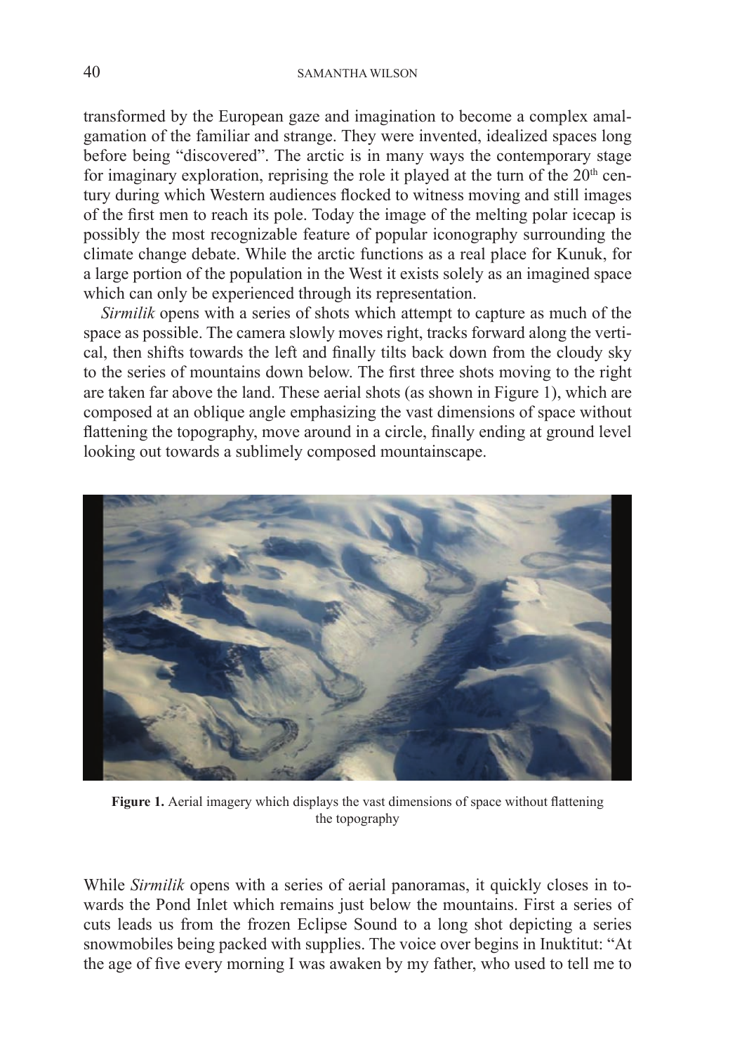transformed by the European gaze and imagination to become a complex amalgamation of the familiar and strange. They were invented, idealized spaces long before being "discovered". The arctic is in many ways the contemporary stage for imaginary exploration, reprising the role it played at the turn of the 20th century during which Western audiences flocked to witness moving and still images of the first men to reach its pole. Today the image of the melting polar icecap is possibly the most recognizable feature of popular iconography surrounding the climate change debate. While the arctic functions as a real place for Kunuk, for a large portion of the population in the West it exists solely as an imagined space which can only be experienced through its representation.

*Sirmilik* opens with a series of shots which attempt to capture as much of the space as possible. The camera slowly moves right, tracks forward along the vertical, then shifts towards the left and finally tilts back down from the cloudy sky to the series of mountains down below. The first three shots moving to the right are taken far above the land. These aerial shots (as shown in Figure 1), which are composed at an oblique angle emphasizing the vast dimensions of space without flattening the topography, move around in a circle, finally ending at ground level looking out towards a sublimely composed mountainscape.

**Figure 1.** Aerial imagery which displays the vast dimensions of space without flattening the topography

While *Sirmilik* opens with a series of aerial panoramas, it quickly closes in towards the Pond Inlet which remains just below the mountains. First a series of cuts leads us from the frozen Eclipse Sound to a long shot depicting a series snowmobiles being packed with supplies. The voice over begins in Inuktitut: "At the age of five every morning I was awaken by my father, who used to tell me to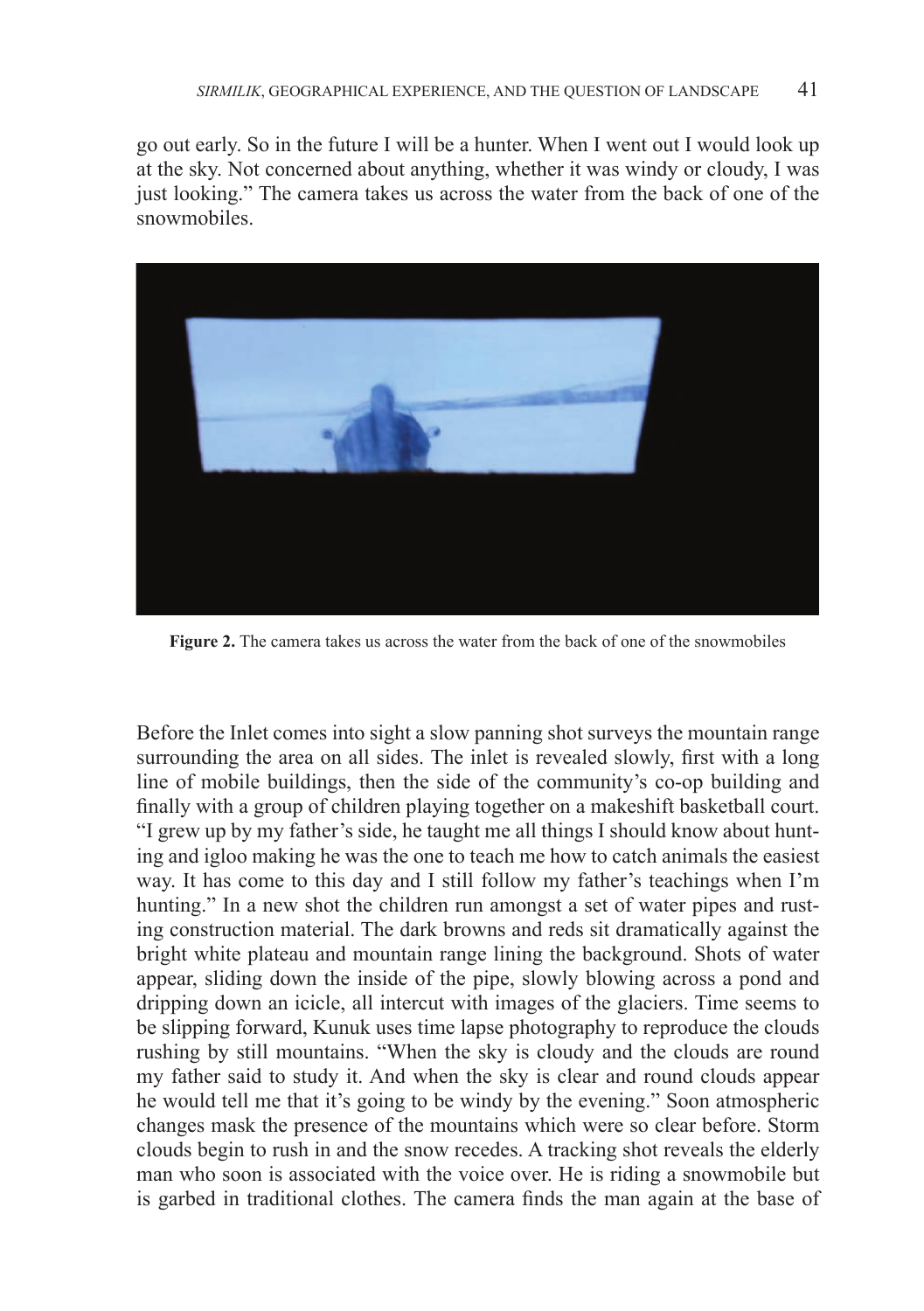go out early. So in the future I will be a hunter. When I went out I would look up at the sky. Not concerned about anything, whether it was windy or cloudy, I was just looking." The camera takes us across the water from the back of one of the snowmobiles.

**Figure 2.** The camera takes us across the water from the back of one of the snowmobiles

Before the Inlet comes into sight a slow panning shot surveys the mountain range surrounding the area on all sides. The inlet is revealed slowly, first with a long line of mobile buildings, then the side of the community's co-op building and finally with a group of children playing together on a makeshift basketball court. "I grew up by my father's side, he taught me all things I should know about hunting and igloo making he was the one to teach me how to catch animals the easiest way. It has come to this day and I still follow my father's teachings when I'm hunting." In a new shot the children run amongst a set of water pipes and rusting construction material. The dark browns and reds sit dramatically against the bright white plateau and mountain range lining the background. Shots of water appear, sliding down the inside of the pipe, slowly blowing across a pond and dripping down an icicle, all intercut with images of the glaciers. Time seems to be slipping forward, Kunuk uses time lapse photography to reproduce the clouds rushing by still mountains. "When the sky is cloudy and the clouds are round my father said to study it. And when the sky is clear and round clouds appear he would tell me that it's going to be windy by the evening." Soon atmospheric changes mask the presence of the mountains which were so clear before. Storm clouds begin to rush in and the snow recedes. A tracking shot reveals the elderly man who soon is associated with the voice over. He is riding a snowmobile but is garbed in traditional clothes. The camera finds the man again at the base of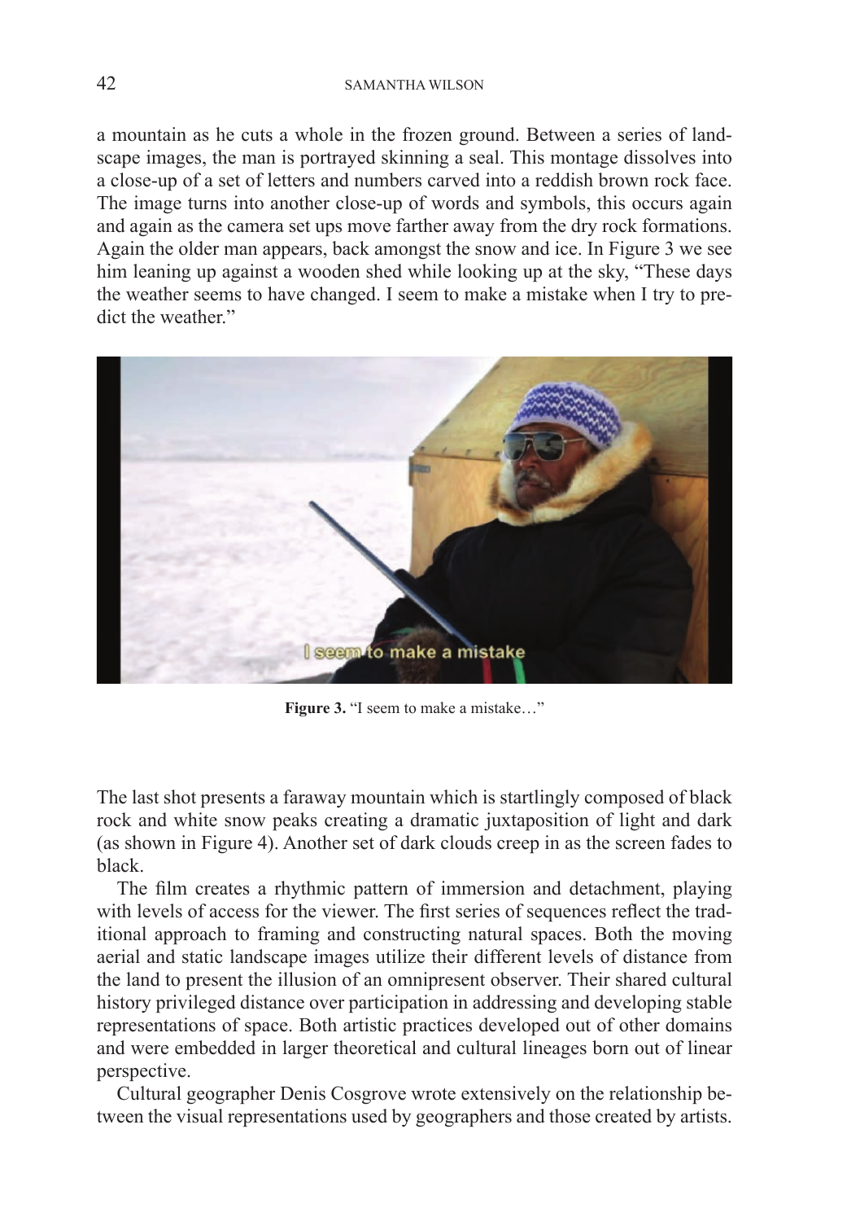a mountain as he cuts a whole in the frozen ground. Between a series of landscape images, the man is portrayed skinning a seal. This montage dissolves into a close-up of a set of letters and numbers carved into a reddish brown rock face. The image turns into another close-up of words and symbols, this occurs again and again as the camera set ups move farther away from the dry rock formations. Again the older man appears, back amongst the snow and ice. In Figure 3 we see him leaning up against a wooden shed while looking up at the sky, "These days the weather seems to have changed. I seem to make a mistake when I try to predict the weather."

**Figure 3.** "I seem to make a mistake…"

The last shot presents a faraway mountain which is startlingly composed of black rock and white snow peaks creating a dramatic juxtaposition of light and dark (as shown in Figure 4). Another set of dark clouds creep in as the screen fades to black.

The film creates a rhythmic pattern of immersion and detachment, playing with levels of access for the viewer. The first series of sequences reflect the traditional approach to framing and constructing natural spaces. Both the moving aerial and static landscape images utilize their different levels of distance from the land to present the illusion of an omnipresent observer. Their shared cultural history privileged distance over participation in addressing and developing stable representations of space. Both artistic practices developed out of other domains and were embedded in larger theoretical and cultural lineages born out of linear perspective.

Cultural geographer Denis Cosgrove wrote extensively on the relationship between the visual representations used by geographers and those created by artists.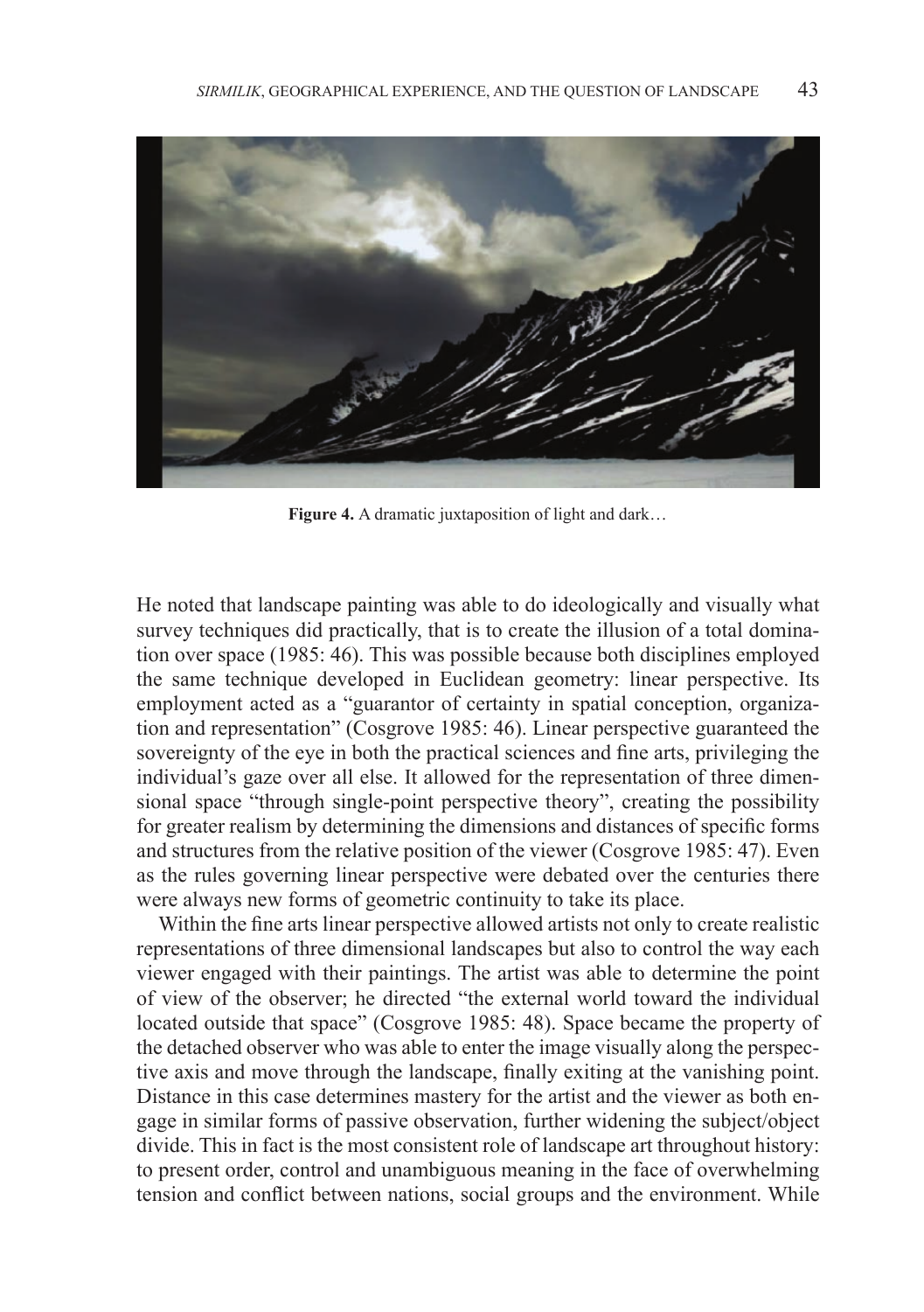**Figure 4.** A dramatic juxtaposition of light and dark…

He noted that landscape painting was able to do ideologically and visually what survey techniques did practically, that is to create the illusion of a total domination over space (1985: 46). This was possible because both disciplines employed the same technique developed in Euclidean geometry: linear perspective. Its employment acted as a "guarantor of certainty in spatial conception, organization and representation" (Cosgrove 1985: 46). Linear perspective guaranteed the sovereignty of the eye in both the practical sciences and fine arts, privileging the individual's gaze over all else. It allowed for the representation of three dimensional space "through single-point perspective theory", creating the possibility for greater realism by determining the dimensions and distances of specific forms and structures from the relative position of the viewer (Cosgrove 1985: 47). Even as the rules governing linear perspective were debated over the centuries there were always new forms of geometric continuity to take its place.

Within the fine arts linear perspective allowed artists not only to create realistic representations of three dimensional landscapes but also to control the way each viewer engaged with their paintings. The artist was able to determine the point of view of the observer; he directed "the external world toward the individual located outside that space" (Cosgrove 1985: 48). Space became the property of the detached observer who was able to enter the image visually along the perspective axis and move through the landscape, finally exiting at the vanishing point. Distance in this case determines mastery for the artist and the viewer as both engage in similar forms of passive observation, further widening the subject/object divide. This in fact is the most consistent role of landscape art throughout history: to present order, control and unambiguous meaning in the face of overwhelming tension and conflict between nations, social groups and the environment. While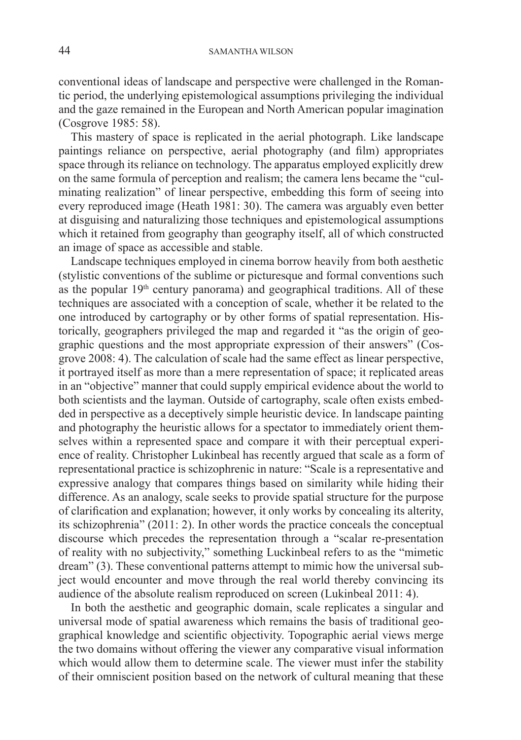conventional ideas of landscape and perspective were challenged in the Romantic period, the underlying epistemological assumptions privileging the individual and the gaze remained in the European and North American popular imagination (Cosgrove 1985: 58).

This mastery of space is replicated in the aerial photograph. Like landscape paintings reliance on perspective, aerial photography (and film) appropriates space through its reliance on technology. The apparatus employed explicitly drew on the same formula of perception and realism; the camera lens became the "culminating realization" of linear perspective, embedding this form of seeing into every reproduced image (Heath 1981: 30). The camera was arguably even better at disguising and naturalizing those techniques and epistemological assumptions which it retained from geography than geography itself, all of which constructed an image of space as accessible and stable.

Landscape techniques employed in cinema borrow heavily from both aesthetic (stylistic conventions of the sublime or picturesque and formal conventions such as the popular 19th century panorama) and geographical traditions. All of these techniques are associated with a conception of scale, whether it be related to the one introduced by cartography or by other forms of spatial representation. Historically, geographers privileged the map and regarded it "as the origin of geographic questions and the most appropriate expression of their answers" (Cosgrove 2008: 4). The calculation of scale had the same effect as linear perspective, it portrayed itself as more than a mere representation of space; it replicated areas in an "objective" manner that could supply empirical evidence about the world to both scientists and the layman. Outside of cartography, scale often exists embedded in perspective as a deceptively simple heuristic device. In landscape painting and photography the heuristic allows for a spectator to immediately orient themselves within a represented space and compare it with their perceptual experience of reality. Christopher Lukinbeal has recently argued that scale as a form of representational practice is schizophrenic in nature: "Scale is a representative and expressive analogy that compares things based on similarity while hiding their difference. As an analogy, scale seeks to provide spatial structure for the purpose of clarification and explanation; however, it only works by concealing its alterity, its schizophrenia" (2011: 2). In other words the practice conceals the conceptual discourse which precedes the representation through a "scalar re-presentation of reality with no subjectivity," something Luckinbeal refers to as the "mimetic dream" (3). These conventional patterns attempt to mimic how the universal subject would encounter and move through the real world thereby convincing its audience of the absolute realism reproduced on screen (Lukinbeal 2011: 4).

In both the aesthetic and geographic domain, scale replicates a singular and universal mode of spatial awareness which remains the basis of traditional geographical knowledge and scientific objectivity. Topographic aerial views merge the two domains without offering the viewer any comparative visual information which would allow them to determine scale. The viewer must infer the stability of their omniscient position based on the network of cultural meaning that these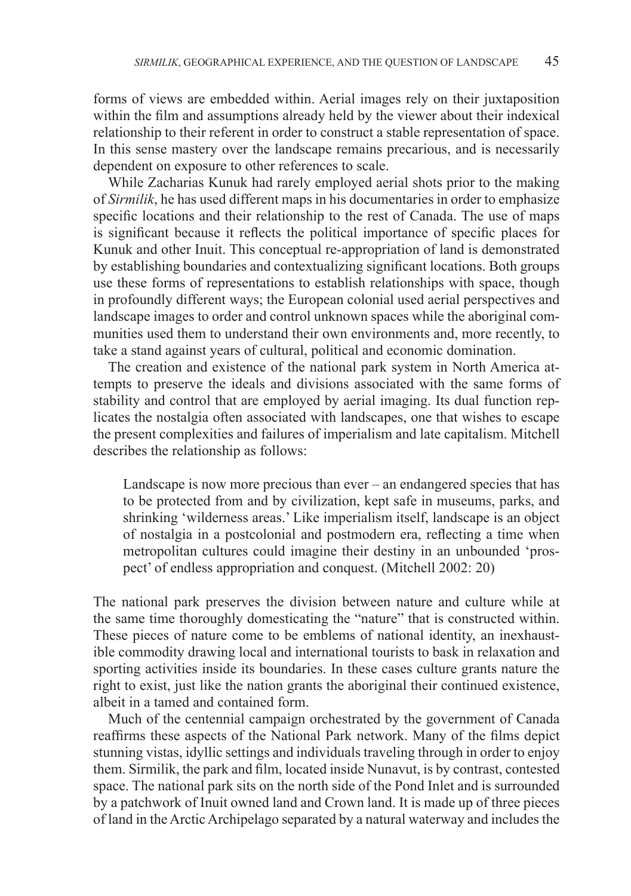forms of views are embedded within. Aerial images rely on their juxtaposition within the film and assumptions already held by the viewer about their indexical relationship to their referent in order to construct a stable representation of space. In this sense mastery over the landscape remains precarious, and is necessarily dependent on exposure to other references to scale.

While Zacharias Kunuk had rarely employed aerial shots prior to the making of *Sirmilik*, he has used different maps in his documentaries in order to emphasize specific locations and their relationship to the rest of Canada. The use of maps is significant because it reflects the political importance of specific places for Kunuk and other Inuit. This conceptual re-appropriation of land is demonstrated by establishing boundaries and contextualizing significant locations. Both groups use these forms of representations to establish relationships with space, though in profoundly different ways; the European colonial used aerial perspectives and landscape images to order and control unknown spaces while the aboriginal communities used them to understand their own environments and, more recently, to take a stand against years of cultural, political and economic domination.

The creation and existence of the national park system in North America attempts to preserve the ideals and divisions associated with the same forms of stability and control that are employed by aerial imaging. Its dual function replicates the nostalgia often associated with landscapes, one that wishes to escape the present complexities and failures of imperialism and late capitalism. Mitchell describes the relationship as follows:

> Landscape is now more precious than ever – an endangered species that has to be protected from and by civilization, kept safe in museums, parks, and shrinking 'wilderness areas.' Like imperialism itself, landscape is an object of nostalgia in a postcolonial and postmodern era, reflecting a time when metropolitan cultures could imagine their destiny in an unbounded 'prospect' of endless appropriation and conquest. (Mitchell 2002: 20)

The national park preserves the division between nature and culture while at the same time thoroughly domesticating the "nature" that is constructed within. These pieces of nature come to be emblems of national identity, an inexhaustible commodity drawing local and international tourists to bask in relaxation and sporting activities inside its boundaries. In these cases culture grants nature the right to exist, just like the nation grants the aboriginal their continued existence, albeit in a tamed and contained form.

Much of the centennial campaign orchestrated by the government of Canada reaffirms these aspects of the National Park network. Many of the films depict stunning vistas, idyllic settings and individuals traveling through in order to enjoy them. Sirmilik, the park and film, located inside Nunavut, is by contrast, contested space. The national park sits on the north side of the Pond Inlet and is surrounded by a patchwork of Inuit owned land and Crown land. It is made up of three pieces of land in the Arctic Archipelago separated by a natural waterway and includes the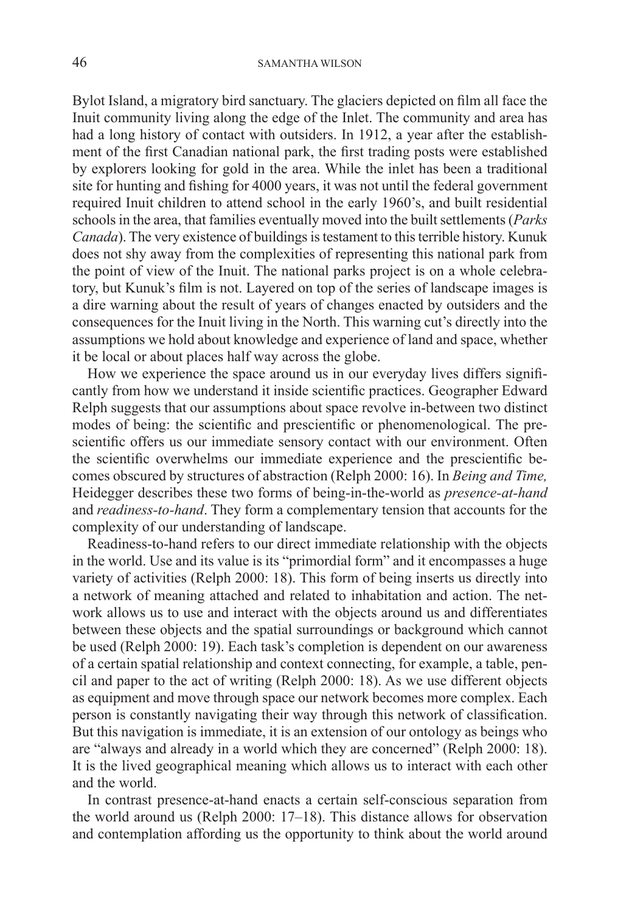Bylot Island, a migratory bird sanctuary. The glaciers depicted on film all face the Inuit community living along the edge of the Inlet. The community and area has had a long history of contact with outsiders. In 1912, a year after the establishment of the first Canadian national park, the first trading posts were established by explorers looking for gold in the area. While the inlet has been a traditional site for hunting and fishing for 4000 years, it was not until the federal government required Inuit children to attend school in the early 1960's, and built residential schools in the area, that families eventually moved into the built settlements (*Parks Canada*). The very existence of buildings is testament to this terrible history. Kunuk does not shy away from the complexities of representing this national park from the point of view of the Inuit. The national parks project is on a whole celebratory, but Kunuk's film is not. Layered on top of the series of landscape images is a dire warning about the result of years of changes enacted by outsiders and the consequences for the Inuit living in the North. This warning cut's directly into the assumptions we hold about knowledge and experience of land and space, whether it be local or about places half way across the globe.

How we experience the space around us in our everyday lives differs significantly from how we understand it inside scientific practices. Geographer Edward Relph suggests that our assumptions about space revolve in-between two distinct modes of being: the scientific and prescientific or phenomenological. The prescientific offers us our immediate sensory contact with our environment. Often the scientific overwhelms our immediate experience and the prescientific becomes obscured by structures of abstraction (Relph 2000: 16). In *Being and Time,* Heidegger describes these two forms of being-in-the-world as *presence-at-hand* and *readiness-to-hand*. They form a complementary tension that accounts for the complexity of our understanding of landscape.

Readiness-to-hand refers to our direct immediate relationship with the objects in the world. Use and its value is its "primordial form" and it encompasses a huge variety of activities (Relph 2000: 18). This form of being inserts us directly into a network of meaning attached and related to inhabitation and action. The network allows us to use and interact with the objects around us and differentiates between these objects and the spatial surroundings or background which cannot be used (Relph 2000: 19). Each task's completion is dependent on our awareness of a certain spatial relationship and context connecting, for example, a table, pencil and paper to the act of writing (Relph 2000: 18). As we use different objects as equipment and move through space our network becomes more complex. Each person is constantly navigating their way through this network of classification. But this navigation is immediate, it is an extension of our ontology as beings who are "always and already in a world which they are concerned" (Relph 2000: 18). It is the lived geographical meaning which allows us to interact with each other and the world.

In contrast presence-at-hand enacts a certain self-conscious separation from the world around us (Relph 2000: 17–18). This distance allows for observation and contemplation affording us the opportunity to think about the world around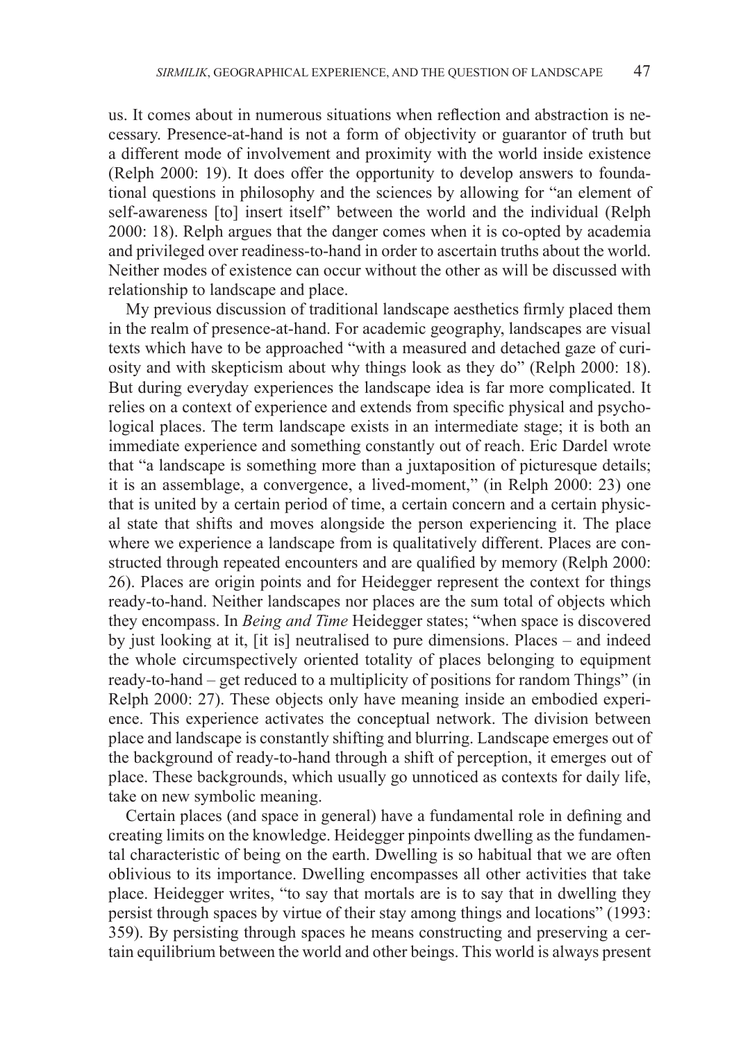us. It comes about in numerous situations when reflection and abstraction is necessary. Presence-at-hand is not a form of objectivity or guarantor of truth but a different mode of involvement and proximity with the world inside existence (Relph 2000: 19). It does offer the opportunity to develop answers to foundational questions in philosophy and the sciences by allowing for "an element of self-awareness [to] insert itself" between the world and the individual (Relph 2000: 18). Relph argues that the danger comes when it is co-opted by academia and privileged over readiness-to-hand in order to ascertain truths about the world. Neither modes of existence can occur without the other as will be discussed with relationship to landscape and place.

My previous discussion of traditional landscape aesthetics firmly placed them in the realm of presence-at-hand. For academic geography, landscapes are visual texts which have to be approached "with a measured and detached gaze of curiosity and with skepticism about why things look as they do" (Relph 2000: 18). But during everyday experiences the landscape idea is far more complicated. It relies on a context of experience and extends from specific physical and psychological places. The term landscape exists in an intermediate stage; it is both an immediate experience and something constantly out of reach. Eric Dardel wrote that "a landscape is something more than a juxtaposition of picturesque details; it is an assemblage, a convergence, a lived-moment," (in Relph 2000: 23) one that is united by a certain period of time, a certain concern and a certain physical state that shifts and moves alongside the person experiencing it. The place where we experience a landscape from is qualitatively different. Places are constructed through repeated encounters and are qualified by memory (Relph 2000: 26). Places are origin points and for Heidegger represent the context for things ready-to-hand. Neither landscapes nor places are the sum total of objects which they encompass. In *Being and Time* Heidegger states; "when space is discovered by just looking at it, [it is] neutralised to pure dimensions. Places – and indeed the whole circumspectively oriented totality of places belonging to equipment ready-to-hand – get reduced to a multiplicity of positions for random Things" (in Relph 2000: 27). These objects only have meaning inside an embodied experience. This experience activates the conceptual network. The division between place and landscape is constantly shifting and blurring. Landscape emerges out of the background of ready-to-hand through a shift of perception, it emerges out of place. These backgrounds, which usually go unnoticed as contexts for daily life, take on new symbolic meaning.

Certain places (and space in general) have a fundamental role in defining and creating limits on the knowledge. Heidegger pinpoints dwelling as the fundamental characteristic of being on the earth. Dwelling is so habitual that we are often oblivious to its importance. Dwelling encompasses all other activities that take place. Heidegger writes, "to say that mortals are is to say that in dwelling they persist through spaces by virtue of their stay among things and locations" (1993: 359). By persisting through spaces he means constructing and preserving a certain equilibrium between the world and other beings. This world is always present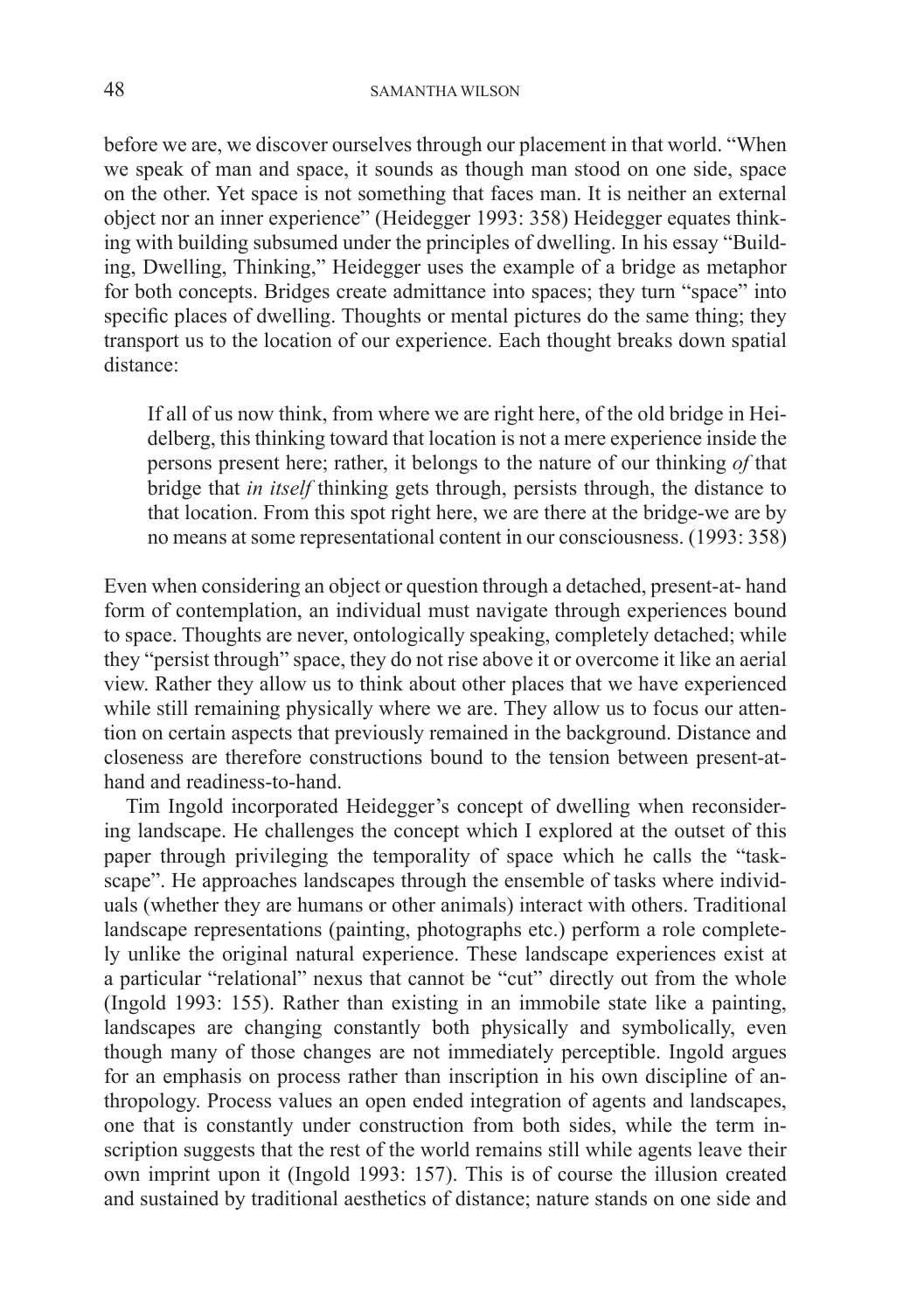before we are, we discover ourselves through our placement in that world. "When we speak of man and space, it sounds as though man stood on one side, space on the other. Yet space is not something that faces man. It is neither an external object nor an inner experience" (Heidegger 1993: 358) Heidegger equates thinking with building subsumed under the principles of dwelling. In his essay "Building, Dwelling, Thinking," Heidegger uses the example of a bridge as metaphor for both concepts. Bridges create admittance into spaces; they turn "space" into specific places of dwelling. Thoughts or mental pictures do the same thing; they transport us to the location of our experience. Each thought breaks down spatial distance:

> If all of us now think, from where we are right here, of the old bridge in Heidelberg, this thinking toward that location is not a mere experience inside the persons present here; rather, it belongs to the nature of our thinking *of* that bridge that *in itself* thinking gets through, persists through, the distance to that location. From this spot right here, we are there at the bridge-we are by no means at some representational content in our consciousness. (1993: 358)

Even when considering an object or question through a detached, present-at- hand form of contemplation, an individual must navigate through experiences bound to space. Thoughts are never, ontologically speaking, completely detached; while they "persist through" space, they do not rise above it or overcome it like an aerial view. Rather they allow us to think about other places that we have experienced while still remaining physically where we are. They allow us to focus our attention on certain aspects that previously remained in the background. Distance and closeness are therefore constructions bound to the tension between present-at-hand and readiness-to-hand.

Tim Ingold incorporated Heidegger's concept of dwelling when reconsidering landscape. He challenges the concept which I explored at the outset of this paper through privileging the temporality of space which he calls the "taskscape". He approaches landscapes through the ensemble of tasks where individuals (whether they are humans or other animals) interact with others. Traditional landscape representations (painting, photographs etc.) perform a role completely unlike the original natural experience. These landscape experiences exist at a particular "relational" nexus that cannot be "cut" directly out from the whole (Ingold 1993: 155). Rather than existing in an immobile state like a painting, landscapes are changing constantly both physically and symbolically, even though many of those changes are not immediately perceptible. Ingold argues for an emphasis on process rather than inscription in his own discipline of anthropology. Process values an open ended integration of agents and landscapes, one that is constantly under construction from both sides, while the term inscription suggests that the rest of the world remains still while agents leave their own imprint upon it (Ingold 1993: 157). This is of course the illusion created and sustained by traditional aesthetics of distance; nature stands on one side and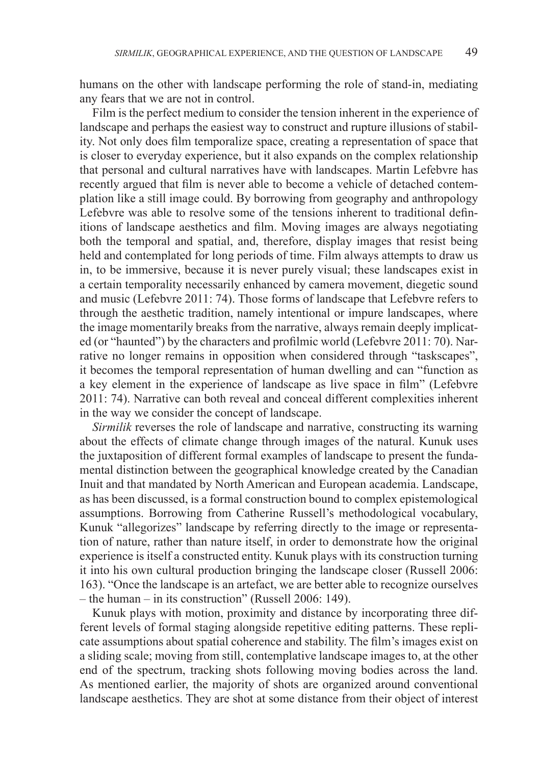humans on the other with landscape performing the role of stand-in, mediating any fears that we are not in control.

Film is the perfect medium to consider the tension inherent in the experience of landscape and perhaps the easiest way to construct and rupture illusions of stability. Not only does film temporalize space, creating a representation of space that is closer to everyday experience, but it also expands on the complex relationship that personal and cultural narratives have with landscapes. Martin Lefebvre has recently argued that film is never able to become a vehicle of detached contemplation like a still image could. By borrowing from geography and anthropology Lefebvre was able to resolve some of the tensions inherent to traditional definitions of landscape aesthetics and film. Moving images are always negotiating both the temporal and spatial, and, therefore, display images that resist being held and contemplated for long periods of time. Film always attempts to draw us in, to be immersive, because it is never purely visual; these landscapes exist in a certain temporality necessarily enhanced by camera movement, diegetic sound and music (Lefebvre 2011: 74). Those forms of landscape that Lefebvre refers to through the aesthetic tradition, namely intentional or impure landscapes, where the image momentarily breaks from the narrative, always remain deeply implicated (or "haunted") by the characters and profilmic world (Lefebvre 2011: 70). Narrative no longer remains in opposition when considered through "taskscapes", it becomes the temporal representation of human dwelling and can "function as a key element in the experience of landscape as live space in film" (Lefebvre 2011: 74). Narrative can both reveal and conceal different complexities inherent in the way we consider the concept of landscape.

*Sirmilik* reverses the role of landscape and narrative, constructing its warning about the effects of climate change through images of the natural. Kunuk uses the juxtaposition of different formal examples of landscape to present the fundamental distinction between the geographical knowledge created by the Canadian Inuit and that mandated by North American and European academia. Landscape, as has been discussed, is a formal construction bound to complex epistemological assumptions. Borrowing from Catherine Russell's methodological vocabulary, Kunuk "allegorizes" landscape by referring directly to the image or representation of nature, rather than nature itself, in order to demonstrate how the original experience is itself a constructed entity. Kunuk plays with its construction turning it into his own cultural production bringing the landscape closer (Russell 2006: 163). "Once the landscape is an artefact, we are better able to recognize ourselves – the human – in its construction" (Russell 2006: 149).

Kunuk plays with motion, proximity and distance by incorporating three different levels of formal staging alongside repetitive editing patterns. These replicate assumptions about spatial coherence and stability. The film's images exist on a sliding scale; moving from still, contemplative landscape images to, at the other end of the spectrum, tracking shots following moving bodies across the land. As mentioned earlier, the majority of shots are organized around conventional landscape aesthetics. They are shot at some distance from their object of interest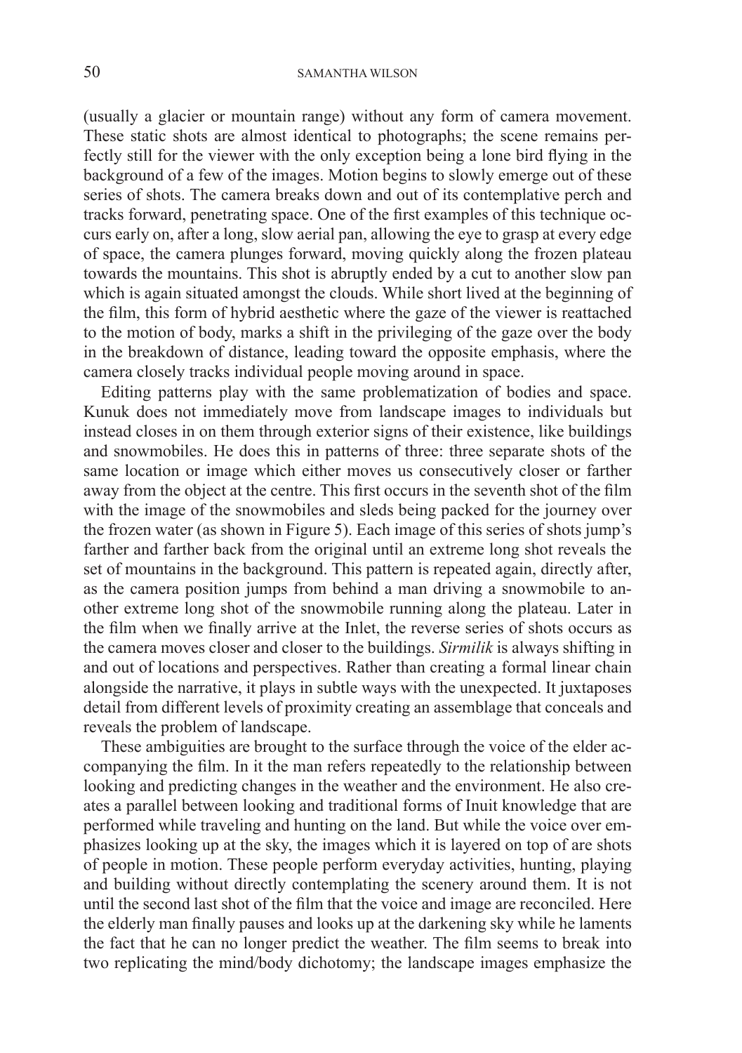(usually a glacier or mountain range) without any form of camera movement. These static shots are almost identical to photographs; the scene remains perfectly still for the viewer with the only exception being a lone bird flying in the background of a few of the images. Motion begins to slowly emerge out of these series of shots. The camera breaks down and out of its contemplative perch and tracks forward, penetrating space. One of the first examples of this technique occurs early on, after a long, slow aerial pan, allowing the eye to grasp at every edge of space, the camera plunges forward, moving quickly along the frozen plateau towards the mountains. This shot is abruptly ended by a cut to another slow pan which is again situated amongst the clouds. While short lived at the beginning of the film, this form of hybrid aesthetic where the gaze of the viewer is reattached to the motion of body, marks a shift in the privileging of the gaze over the body in the breakdown of distance, leading toward the opposite emphasis, where the camera closely tracks individual people moving around in space.

Editing patterns play with the same problematization of bodies and space. Kunuk does not immediately move from landscape images to individuals but instead closes in on them through exterior signs of their existence, like buildings and snowmobiles. He does this in patterns of three: three separate shots of the same location or image which either moves us consecutively closer or farther away from the object at the centre. This first occurs in the seventh shot of the film with the image of the snowmobiles and sleds being packed for the journey over the frozen water (as shown in Figure 5). Each image of this series of shots jump's farther and farther back from the original until an extreme long shot reveals the set of mountains in the background. This pattern is repeated again, directly after, as the camera position jumps from behind a man driving a snowmobile to another extreme long shot of the snowmobile running along the plateau. Later in the film when we finally arrive at the Inlet, the reverse series of shots occurs as the camera moves closer and closer to the buildings. *Sirmilik* is always shifting in and out of locations and perspectives. Rather than creating a formal linear chain alongside the narrative, it plays in subtle ways with the unexpected. It juxtaposes detail from different levels of proximity creating an assemblage that conceals and reveals the problem of landscape.

These ambiguities are brought to the surface through the voice of the elder accompanying the film. In it the man refers repeatedly to the relationship between looking and predicting changes in the weather and the environment. He also creates a parallel between looking and traditional forms of Inuit knowledge that are performed while traveling and hunting on the land. But while the voice over emphasizes looking up at the sky, the images which it is layered on top of are shots of people in motion. These people perform everyday activities, hunting, playing and building without directly contemplating the scenery around them. It is not until the second last shot of the film that the voice and image are reconciled. Here the elderly man finally pauses and looks up at the darkening sky while he laments the fact that he can no longer predict the weather. The film seems to break into two replicating the mind/body dichotomy; the landscape images emphasize the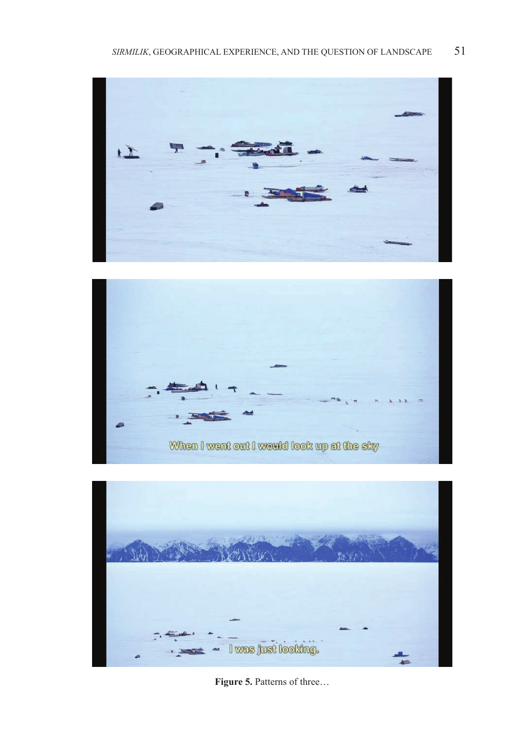**Figure 5.** Patterns of three…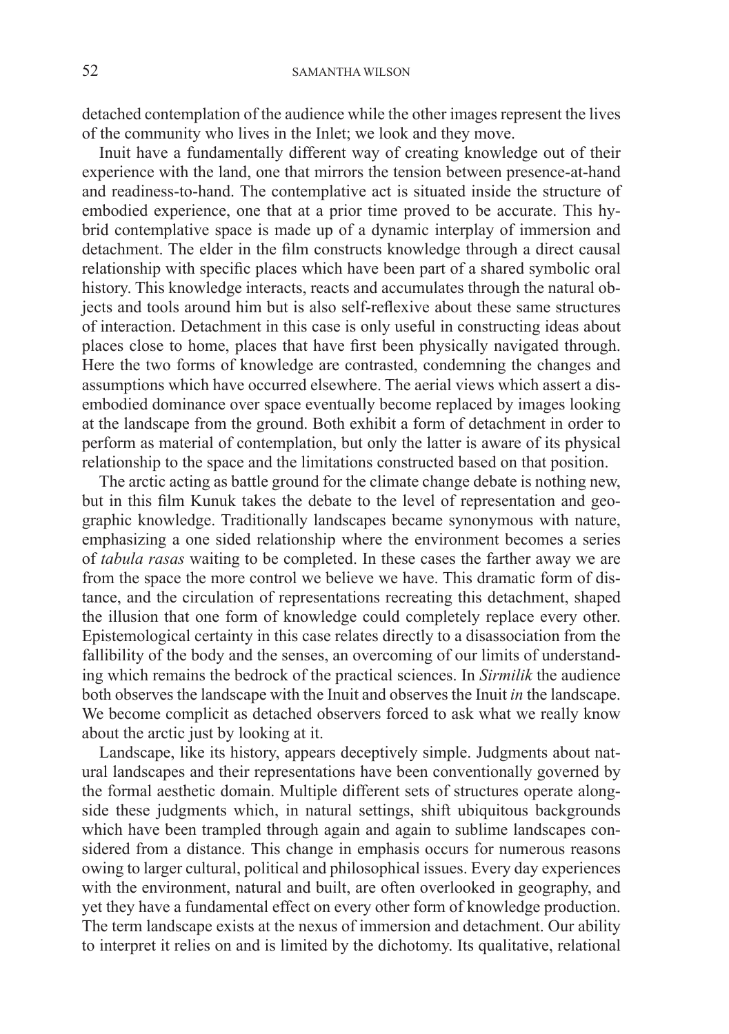detached contemplation of the audience while the other images represent the lives of the community who lives in the Inlet; we look and they move.

Inuit have a fundamentally different way of creating knowledge out of their experience with the land, one that mirrors the tension between presence-at-hand and readiness-to-hand. The contemplative act is situated inside the structure of embodied experience, one that at a prior time proved to be accurate. This hybrid contemplative space is made up of a dynamic interplay of immersion and detachment. The elder in the film constructs knowledge through a direct causal relationship with specific places which have been part of a shared symbolic oral history. This knowledge interacts, reacts and accumulates through the natural objects and tools around him but is also self-reflexive about these same structures of interaction. Detachment in this case is only useful in constructing ideas about places close to home, places that have first been physically navigated through. Here the two forms of knowledge are contrasted, condemning the changes and assumptions which have occurred elsewhere. The aerial views which assert a disembodied dominance over space eventually become replaced by images looking at the landscape from the ground. Both exhibit a form of detachment in order to perform as material of contemplation, but only the latter is aware of its physical relationship to the space and the limitations constructed based on that position.

The arctic acting as battle ground for the climate change debate is nothing new, but in this film Kunuk takes the debate to the level of representation and geographic knowledge. Traditionally landscapes became synonymous with nature, emphasizing a one sided relationship where the environment becomes a series of *tabula rasas* waiting to be completed. In these cases the farther away we are from the space the more control we believe we have. This dramatic form of distance, and the circulation of representations recreating this detachment, shaped the illusion that one form of knowledge could completely replace every other. Epistemological certainty in this case relates directly to a disassociation from the fallibility of the body and the senses, an overcoming of our limits of understanding which remains the bedrock of the practical sciences. In *Sirmilik* the audience both observes the landscape with the Inuit and observes the Inuit *in* the landscape. We become complicit as detached observers forced to ask what we really know about the arctic just by looking at it.

Landscape, like its history, appears deceptively simple. Judgments about natural landscapes and their representations have been conventionally governed by the formal aesthetic domain. Multiple different sets of structures operate alongside these judgments which, in natural settings, shift ubiquitous backgrounds which have been trampled through again and again to sublime landscapes considered from a distance. This change in emphasis occurs for numerous reasons owing to larger cultural, political and philosophical issues. Every day experiences with the environment, natural and built, are often overlooked in geography, and yet they have a fundamental effect on every other form of knowledge production. The term landscape exists at the nexus of immersion and detachment. Our ability to interpret it relies on and is limited by the dichotomy. Its qualitative, relational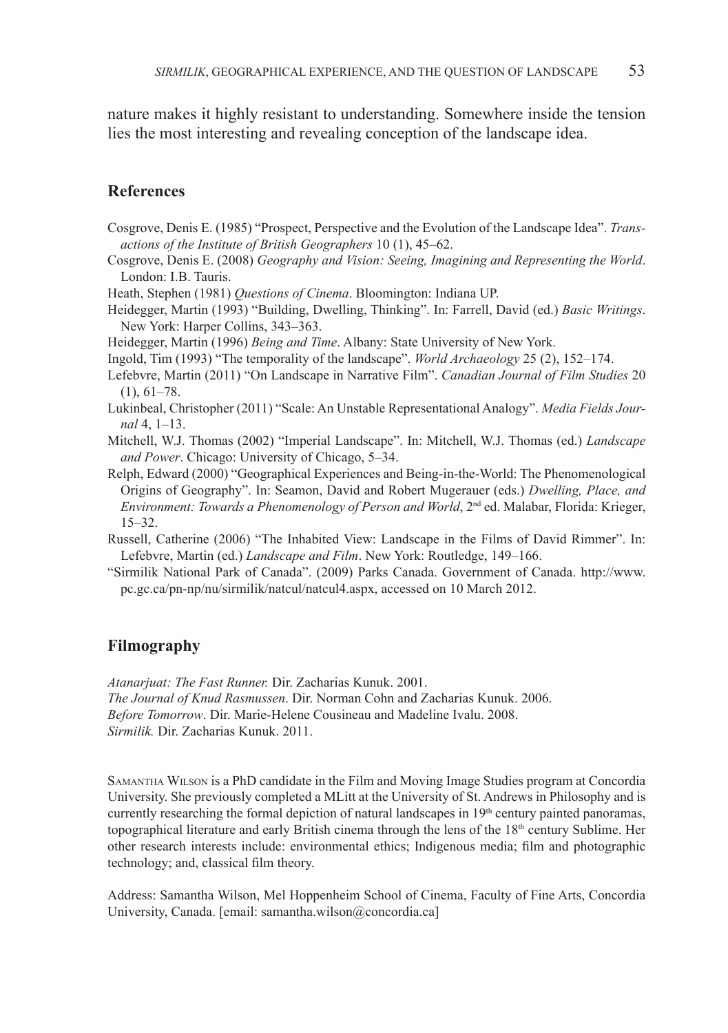nature makes it highly resistant to understanding. Somewhere inside the tension lies the most interesting and revealing conception of the landscape idea.

## References

Cosgrove, Denis E. (1985) "Prospect, Perspective and the Evolution of the Landscape Idea". *Transactions of the Institute of British Geographers* 10 (1), 45–62.

Cosgrove, Denis E. (2008) *Geography and Vision: Seeing, Imagining and Representing the World*. London: I.B. Tauris.

Heath, Stephen (1981) *Questions of Cinema*. Bloomington: Indiana UP.

Heidegger, Martin (1993) "Building, Dwelling, Thinking". In: Farrell, David (ed.) *Basic Writings*. New York: Harper Collins, 343–363.

Heidegger, Martin (1996) *Being and Time*. Albany: State University of New York.

Ingold, Tim (1993) "The temporality of the landscape". *World Archaeology* 25 (2), 152–174.

Lefebvre, Martin (2011) "On Landscape in Narrative Film". *Canadian Journal of Film Studies* 20 (1), 61–78.

Lukinbeal, Christopher (2011) "Scale: An Unstable Representational Analogy". *Media Fields Journal* 4, 1–13.

Mitchell, W.J. Thomas (2002) "Imperial Landscape". In: Mitchell, W.J. Thomas (ed.) *Landscape and Power*. Chicago: University of Chicago, 5–34.

Relph, Edward (2000) "Geographical Experiences and Being-in-the-World: The Phenomenological Origins of Geography". In: Seamon, David and Robert Mugerauer (eds.) *Dwelling, Place, and Environment: Towards a Phenomenology of Person and World*, 2nd ed. Malabar, Florida: Krieger, 15–32.

Russell, Catherine (2006) "The Inhabited View: Landscape in the Films of David Rimmer". In: Lefebvre, Martin (ed.) *Landscape and Film*. New York: Routledge, 149–166.

"Sirmilik National Park of Canada". (2009) Parks Canada. Government of Canada. http://www.pc.gc.ca/pn-np/nu/sirmilik/natcul/natcul4.aspx, accessed on 10 March 2012.

## Filmography

*Atanarjuat: The Fast Runner.* Dir. Zacharias Kunuk. 2001.
*The Journal of Knud Rasmussen*. Dir. Norman Cohn and Zacharias Kunuk. 2006.
*Before Tomorrow*. Dir. Marie-Helene Cousineau and Madeline Ivalu. 2008.
*Sirmilik.* Dir. Zacharias Kunuk. 2011.

Samantha Wilson is a PhD candidate in the Film and Moving Image Studies program at Concordia University. She previously completed a MLitt at the University of St. Andrews in Philosophy and is currently researching the formal depiction of natural landscapes in 19th century painted panoramas, topographical literature and early British cinema through the lens of the 18th century Sublime. Her other research interests include: environmental ethics; Indigenous media; film and photographic technology; and, classical film theory.

Address: Samantha Wilson, Mel Hoppenheim School of Cinema, Faculty of Fine Arts, Concordia University, Canada. [email: samantha.wilson@concordia.ca]